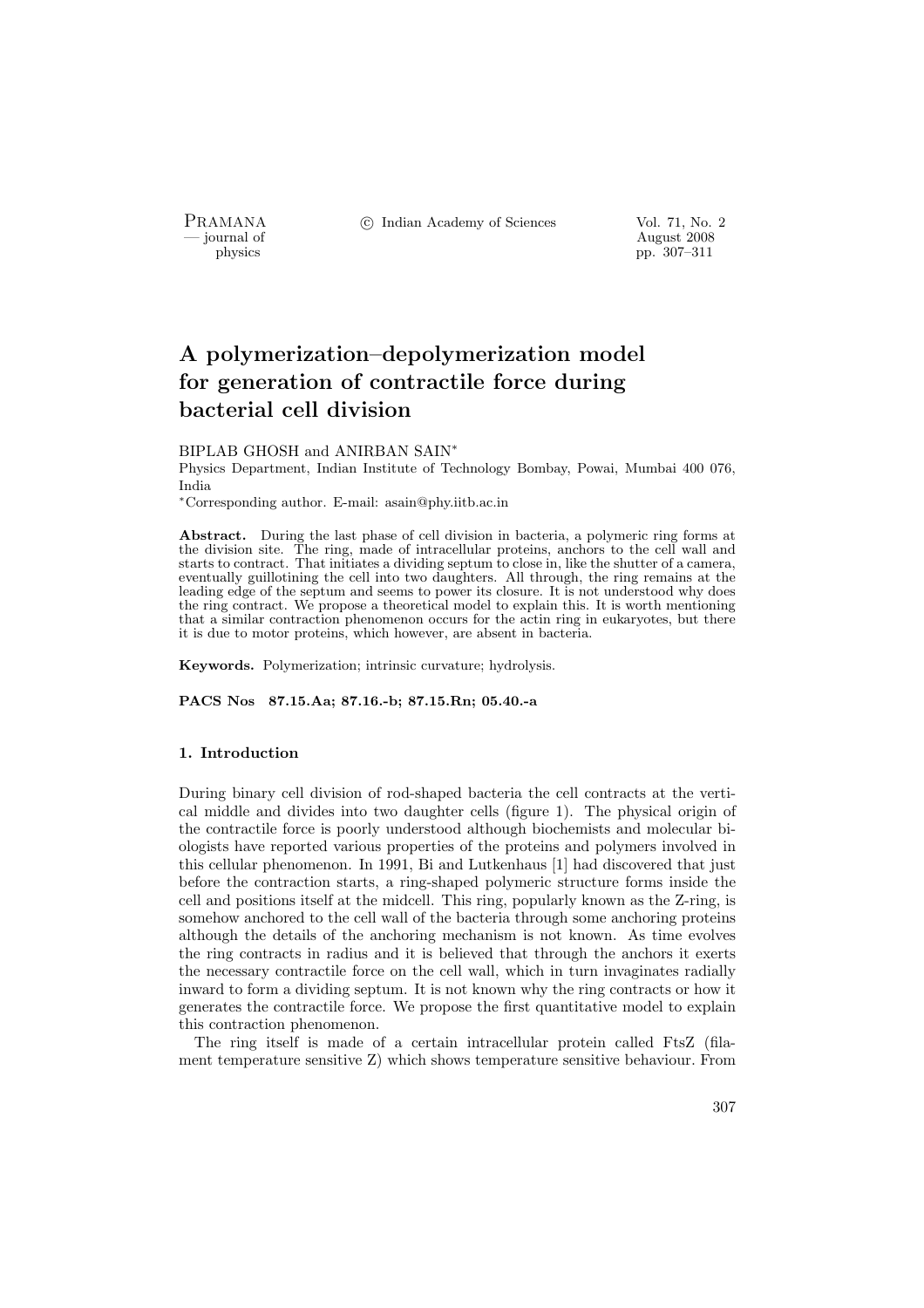# A polymerization–depolymerization model for generation of contractile force during bacterial cell division

BIPLAB GHOSH and ANIRBAN SAIN*

Physics Department, Indian Institute of Technology Bombay, Powai, Mumbai 400 076, India

*Corresponding author. E-mail: asain@phy.iitb.ac.in

**Abstract.** During the last phase of cell division in bacteria, a polymeric ring forms at the division site. The ring, made of intracellular proteins, anchors to the cell wall and starts to contract. That initiates a dividing septum to close in, like the shutter of a camera, eventually guillotining the cell into two daughters. All through, the ring remains at the leading edge of the septum and seems to power its closure. It is not understood why does the ring contract. We propose a theoretical model to explain this. It is worth mentioning that a similar contraction phenomenon occurs for the actin ring in eukaryotes, but there it is due to motor proteins, which however, are absent in bacteria.

**Keywords.** Polymerization; intrinsic curvature; hydrolysis.

**PACS Nos 87.15.Aa; 87.16.-b; 87.15.Rn; 05.40.-a**

## 1. Introduction

During binary cell division of rod-shaped bacteria the cell contracts at the vertical middle and divides into two daughter cells (figure 1). The physical origin of the contractile force is poorly understood although biochemists and molecular biologists have reported various properties of the proteins and polymers involved in this cellular phenomenon. In 1991, Bi and Lutkenhaus [1] had discovered that just before the contraction starts, a ring-shaped polymeric structure forms inside the cell and positions itself at the midcell. This ring, popularly known as the Z-ring, is somehow anchored to the cell wall of the bacteria through some anchoring proteins although the details of the anchoring mechanism is not known. As time evolves the ring contracts in radius and it is believed that through the anchors it exerts the necessary contractile force on the cell wall, which in turn invaginates radially inward to form a dividing septum. It is not known why the ring contracts or how it generates the contractile force. We propose the first quantitative model to explain this contraction phenomenon.

The ring itself is made of a certain intracellular protein called FtsZ (filament temperature sensitive Z) which shows temperature sensitive behaviour. From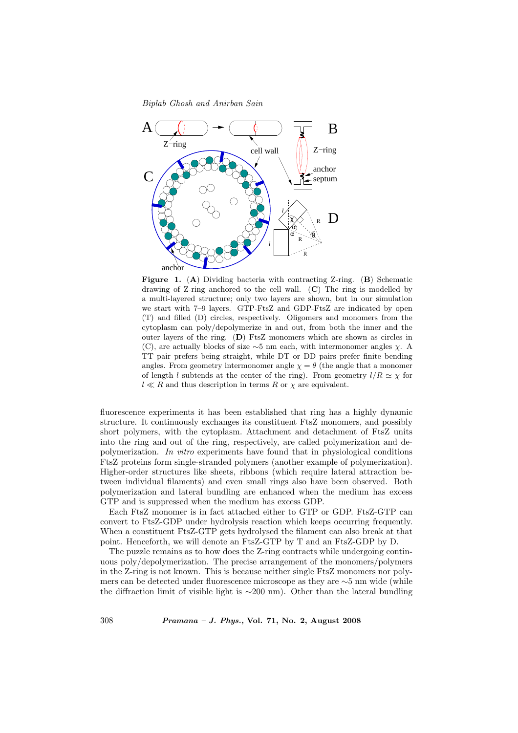**Figure 1.** (**A**) Dividing bacteria with contracting Z-ring. (**B**) Schematic drawing of Z-ring anchored to the cell wall. (**C**) The ring is modelled by a multi-layered structure; only two layers are shown, but in our simulation we start with 7–9 layers. GTP-FtsZ and GDP-FtsZ are indicated by open (T) and filled (D) circles, respectively. Oligomers and monomers from the cytoplasm can poly/depolymerize in and out, from both the inner and the outer layers of the ring. (**D**) FtsZ monomers which are shown as circles in (C), are actually blocks of size ∼5 nm each, with intermonomer angles $\chi$. A TT pair prefers being straight, while DT or DD pairs prefer finite bending angles. From geometry intermonomer angle $\chi = \theta$ (the angle that a monomer of length $l$ subtends at the center of the ring). From geometry $l/R \simeq \chi$ for $l \ll R$ and thus description in terms $R$ or $\chi$ are equivalent.

fluorescence experiments it has been established that ring has a highly dynamic structure. It continuously exchanges its constituent FtsZ monomers, and possibly short polymers, with the cytoplasm. Attachment and detachment of FtsZ units into the ring and out of the ring, respectively, are called polymerization and depolymerization. *In vitro* experiments have found that in physiological conditions FtsZ proteins form single-stranded polymers (another example of polymerization). Higher-order structures like sheets, ribbons (which require lateral attraction between individual filaments) and even small rings also have been observed. Both polymerization and lateral bundling are enhanced when the medium has excess GTP and is suppressed when the medium has excess GDP.

Each FtsZ monomer is in fact attached either to GTP or GDP. FtsZ-GTP can convert to FtsZ-GDP under hydrolysis reaction which keeps occurring frequently. When a constituent FtsZ-GTP gets hydrolysed the filament can also break at that point. Henceforth, we will denote an FtsZ-GTP by T and an FtsZ-GDP by D.

The puzzle remains as to how does the Z-ring contracts while undergoing continuous poly/depolymerization. The precise arrangement of the monomers/polymers in the Z-ring is not known. This is because neither single FtsZ monomers nor polymers can be detected under fluorescence microscope as they are ∼5 nm wide (while the diffraction limit of visible light is ∼200 nm). Other than the lateral bundling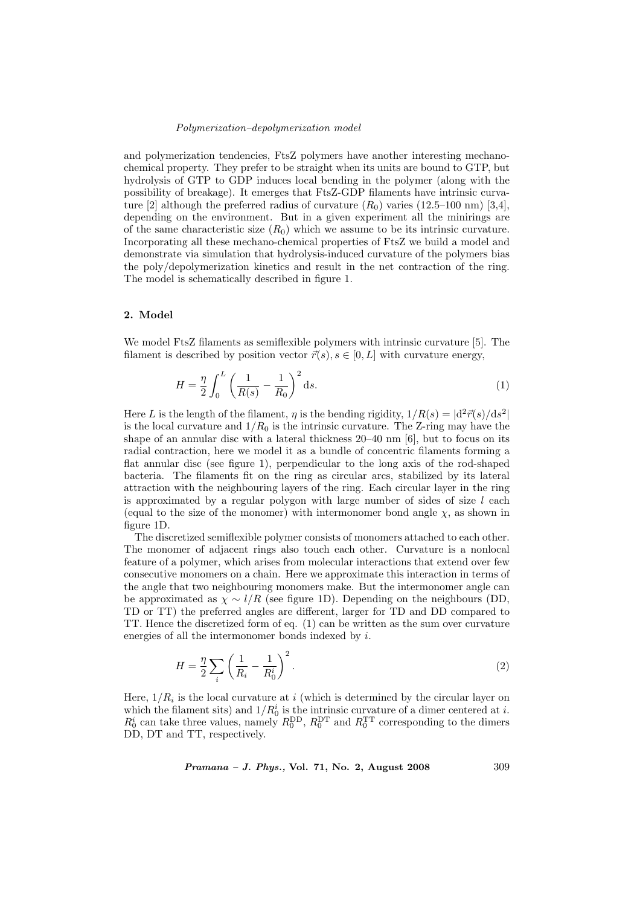and polymerization tendencies, FtsZ polymers have another interesting mechano-chemical property. They prefer to be straight when its units are bound to GTP, but hydrolysis of GTP to GDP induces local bending in the polymer (along with the possibility of breakage). It emerges that FtsZ-GDP filaments have intrinsic curvature [2] although the preferred radius of curvature ($R_0$) varies (12.5–100 nm) [3,4], depending on the environment. But in a given experiment all the minirings are of the same characteristic size ($R_0$) which we assume to be its intrinsic curvature. Incorporating all these mechano-chemical properties of FtsZ we build a model and demonstrate via simulation that hydrolysis-induced curvature of the polymers bias the poly/depolymerization kinetics and result in the net contraction of the ring. The model is schematically described in figure 1.

## 2. Model

We model FtsZ filaments as semiflexible polymers with intrinsic curvature [5]. The filament is described by position vector $\vec{r}(s), s \in [0, L]$ with curvature energy,

$$H = \frac{\eta}{2} \int_0^L \left( \frac{1}{R(s)} - \frac{1}{R_0} \right)^2 \mathrm{d}s. \tag{1}$$

Here $L$ is the length of the filament, $\eta$ is the bending rigidity, $1/R(s) = |\mathrm{d}^2\vec{r}(s)/\mathrm{d}s^2|$ is the local curvature and $1/R_0$ is the intrinsic curvature. The Z-ring may have the shape of an annular disc with a lateral thickness 20–40 nm [6], but to focus on its radial contraction, here we model it as a bundle of concentric filaments forming a flat annular disc (see figure 1), perpendicular to the long axis of the rod-shaped bacteria. The filaments fit on the ring as circular arcs, stabilized by its lateral attraction with the neighbouring layers of the ring. Each circular layer in the ring is approximated by a regular polygon with large number of sides of size $l$ each (equal to the size of the monomer) with intermonomer bond angle $\chi$, as shown in figure 1D.

The discretized semiflexible polymer consists of monomers attached to each other. The monomer of adjacent rings also touch each other. Curvature is a nonlocal feature of a polymer, which arises from molecular interactions that extend over few consecutive monomers on a chain. Here we approximate this interaction in terms of the angle that two neighbouring monomers make. But the intermonomer angle can be approximated as $\chi \sim l/R$ (see figure 1D). Depending on the neighbours (DD, TD or TT) the preferred angles are different, larger for TD and DD compared to TT. Hence the discretized form of eq. (1) can be written as the sum over curvature energies of all the intermonomer bonds indexed by $i$.

$$H = \frac{\eta}{2} \sum_i \left( \frac{1}{R_i} - \frac{1}{R_0^i} \right)^2. \tag{2}$$

Here, $1/R_i$ is the local curvature at $i$ (which is determined by the circular layer on which the filament sits) and $1/R_0^i$ is the intrinsic curvature of a dimer centered at $i$. $R_0^i$ can take three values, namely $R_0^{\mathrm{DD}}$, $R_0^{\mathrm{DT}}$ and $R_0^{\mathrm{TT}}$ corresponding to the dimers DD, DT and TT, respectively.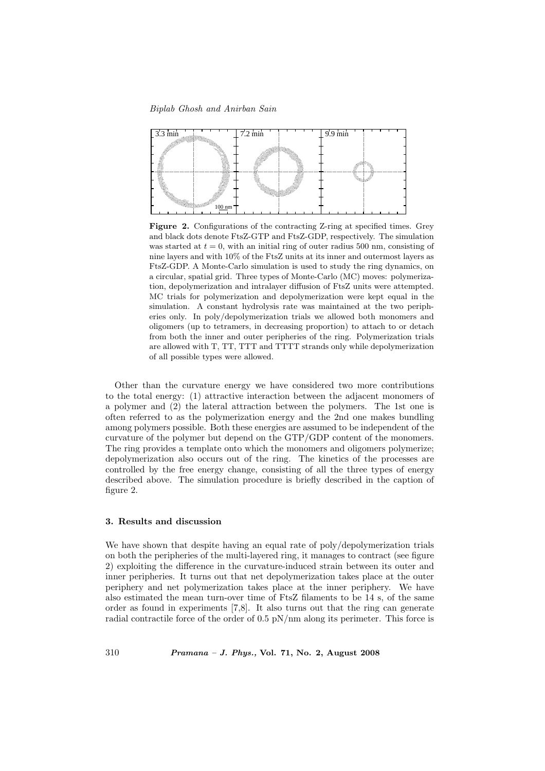**Figure 2.** Configurations of the contracting Z-ring at specified times. Grey and black dots denote FtsZ-GTP and FtsZ-GDP, respectively. The simulation was started at $t = 0$, with an initial ring of outer radius 500 nm, consisting of nine layers and with 10% of the FtsZ units at its inner and outermost layers as FtsZ-GDP. A Monte-Carlo simulation is used to study the ring dynamics, on a circular, spatial grid. Three types of Monte-Carlo (MC) moves: polymerization, depolymerization and intralayer diffusion of FtsZ units were attempted. MC trials for polymerization and depolymerization were kept equal in the simulation. A constant hydrolysis rate was maintained at the two peripheries only. In poly/depolymerization trials we allowed both monomers and oligomers (up to tetramers, in decreasing proportion) to attach to or detach from both the inner and outer peripheries of the ring. Polymerization trials are allowed with T, TT, TTT and TTTT strands only while depolymerization of all possible types were allowed.

Other than the curvature energy we have considered two more contributions to the total energy: (1) attractive interaction between the adjacent monomers of a polymer and (2) the lateral attraction between the polymers. The 1st one is often referred to as the polymerization energy and the 2nd one makes bundling among polymers possible. Both these energies are assumed to be independent of the curvature of the polymer but depend on the GTP/GDP content of the monomers. The ring provides a template onto which the monomers and oligomers polymerize; depolymerization also occurs out of the ring. The kinetics of the processes are controlled by the free energy change, consisting of all the three types of energy described above. The simulation procedure is briefly described in the caption of figure 2.

### 3. Results and discussion

We have shown that despite having an equal rate of poly/depolymerization trials on both the peripheries of the multi-layered ring, it manages to contract (see figure 2) exploiting the difference in the curvature-induced strain between its outer and inner peripheries. It turns out that net depolymerization takes place at the outer periphery and net polymerization takes place at the inner periphery. We have also estimated the mean turn-over time of FtsZ filaments to be 14 s, of the same order as found in experiments [7,8]. It also turns out that the ring can generate radial contractile force of the order of 0.5 pN/nm along its perimeter. This force is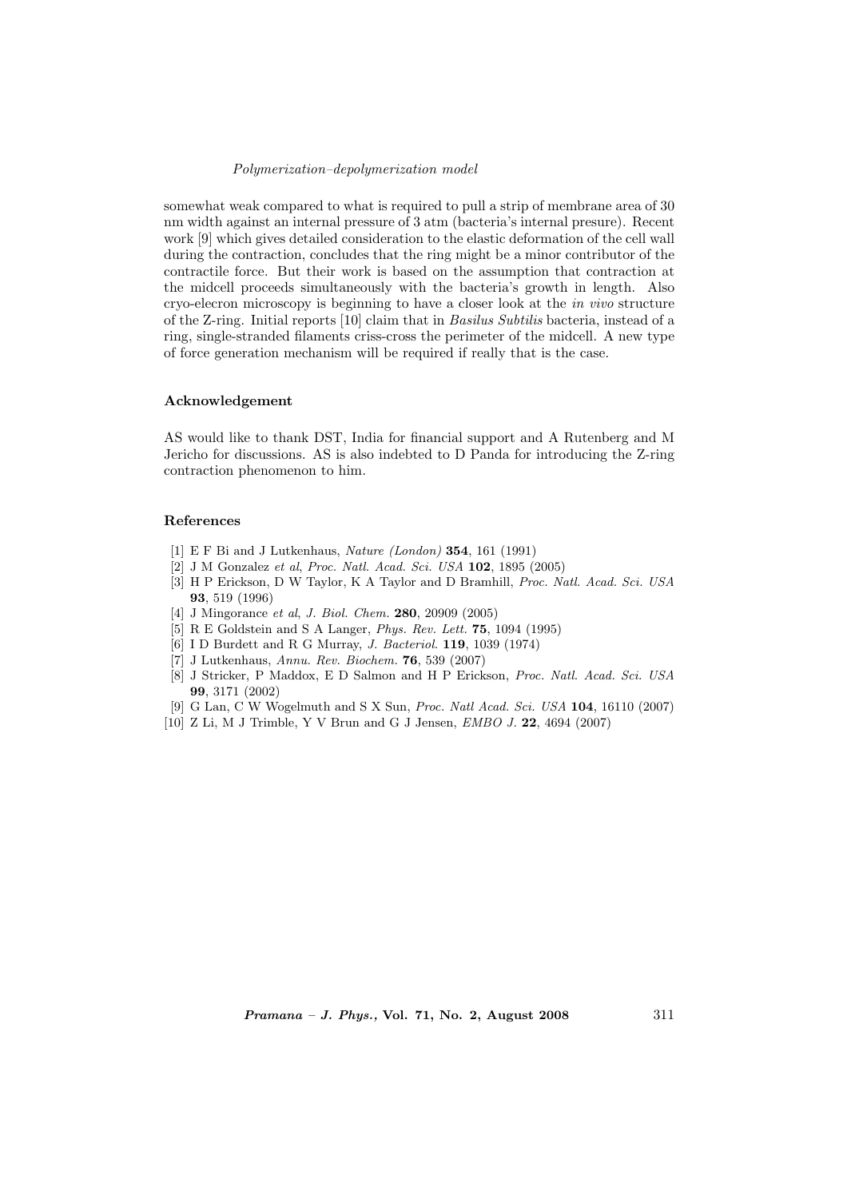somewhat weak compared to what is required to pull a strip of membrane area of 30 nm width against an internal pressure of 3 atm (bacteria's internal presure). Recent work [9] which gives detailed consideration to the elastic deformation of the cell wall during the contraction, concludes that the ring might be a minor contributor of the contractile force. But their work is based on the assumption that contraction at the midcell proceeds simultaneously with the bacteria's growth in length. Also cryo-elecron microscopy is beginning to have a closer look at the *in vivo* structure of the Z-ring. Initial reports [10] claim that in *Basilus Subtilis* bacteria, instead of a ring, single-stranded filaments criss-cross the perimeter of the midcell. A new type of force generation mechanism will be required if really that is the case.

### Acknowledgement

AS would like to thank DST, India for financial support and A Rutenberg and M Jericho for discussions. AS is also indebted to D Panda for introducing the Z-ring contraction phenomenon to him.

### References

[1] E F Bi and J Lutkenhaus, *Nature (London)* **354**, 161 (1991)

[2] J M Gonzalez *et al*, *Proc. Natl. Acad. Sci. USA* **102**, 1895 (2005)

[3] H P Erickson, D W Taylor, K A Taylor and D Bramhill, *Proc. Natl. Acad. Sci. USA* **93**, 519 (1996)

[4] J Mingorance *et al*, *J. Biol. Chem.* **280**, 20909 (2005)

[5] R E Goldstein and S A Langer, *Phys. Rev. Lett.* **75**, 1094 (1995)

[6] I D Burdett and R G Murray, *J. Bacteriol.* **119**, 1039 (1974)

[7] J Lutkenhaus, *Annu. Rev. Biochem.* **76**, 539 (2007)

[8] J Stricker, P Maddox, E D Salmon and H P Erickson, *Proc. Natl. Acad. Sci. USA* **99**, 3171 (2002)

[9] G Lan, C W Wogelmuth and S X Sun, *Proc. Natl Acad. Sci. USA* **104**, 16110 (2007)

[10] Z Li, M J Trimble, Y V Brun and G J Jensen, *EMBO J.* **22**, 4694 (2007)